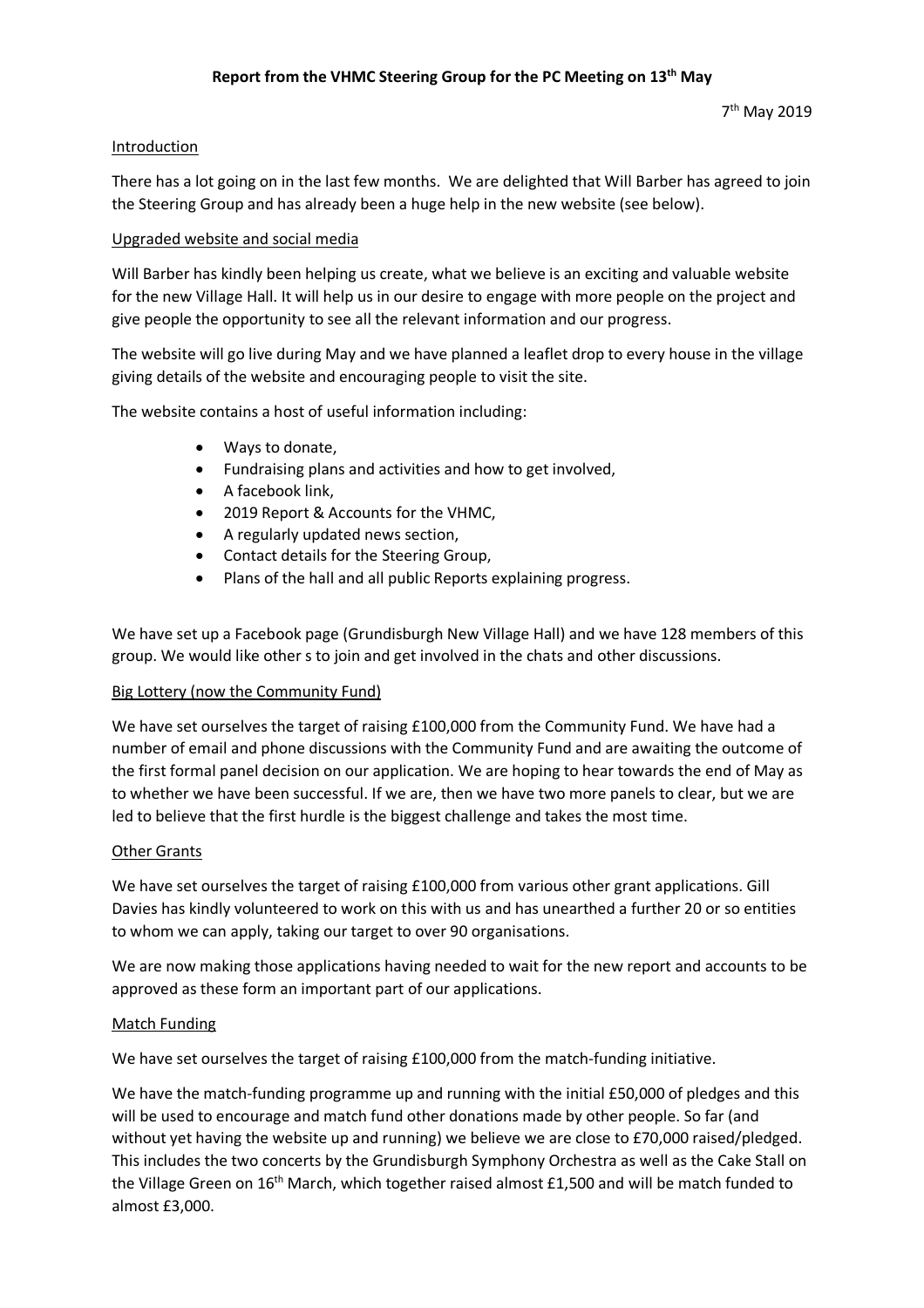**Report from the VHMC Steering Group for the PC Meeting on 13th May**

7th May 2019

Introduction

There has a lot going on in the last few months. We are delighted that Will Barber has agreed to join the Steering Group and has already been a huge help in the new website (see below).

Upgraded website and social media

Will Barber has kindly been helping us create, what we believe is an exciting and valuable website for the new Village Hall. It will help us in our desire to engage with more people on the project and give people the opportunity to see all the relevant information and our progress.

The website will go live during May and we have planned a leaflet drop to every house in the village giving details of the website and encouraging people to visit the site.

The website contains a host of useful information including:

- Ways to donate,
- Fundraising plans and activities and how to get involved,
- A facebook link,
- 2019 Report & Accounts for the VHMC,
- A regularly updated news section,
- Contact details for the Steering Group,
- Plans of the hall and all public Reports explaining progress.

We have set up a Facebook page (Grundisburgh New Village Hall) and we have 128 members of this group. We would like other s to join and get involved in the chats and other discussions.

Big Lottery (now the Community Fund)

We have set ourselves the target of raising £100,000 from the Community Fund. We have had a number of email and phone discussions with the Community Fund and are awaiting the outcome of the first formal panel decision on our application. We are hoping to hear towards the end of May as to whether we have been successful. If we are, then we have two more panels to clear, but we are led to believe that the first hurdle is the biggest challenge and takes the most time.

Other Grants

We have set ourselves the target of raising £100,000 from various other grant applications. Gill Davies has kindly volunteered to work on this with us and has unearthed a further 20 or so entities to whom we can apply, taking our target to over 90 organisations.

We are now making those applications having needed to wait for the new report and accounts to be approved as these form an important part of our applications.

Match Funding

We have set ourselves the target of raising £100,000 from the match-funding initiative.

We have the match-funding programme up and running with the initial £50,000 of pledges and this will be used to encourage and match fund other donations made by other people. So far (and without yet having the website up and running) we believe we are close to £70,000 raised/pledged. This includes the two concerts by the Grundisburgh Symphony Orchestra as well as the Cake Stall on the Village Green on 16th March, which together raised almost £1,500 and will be match funded to almost £3,000.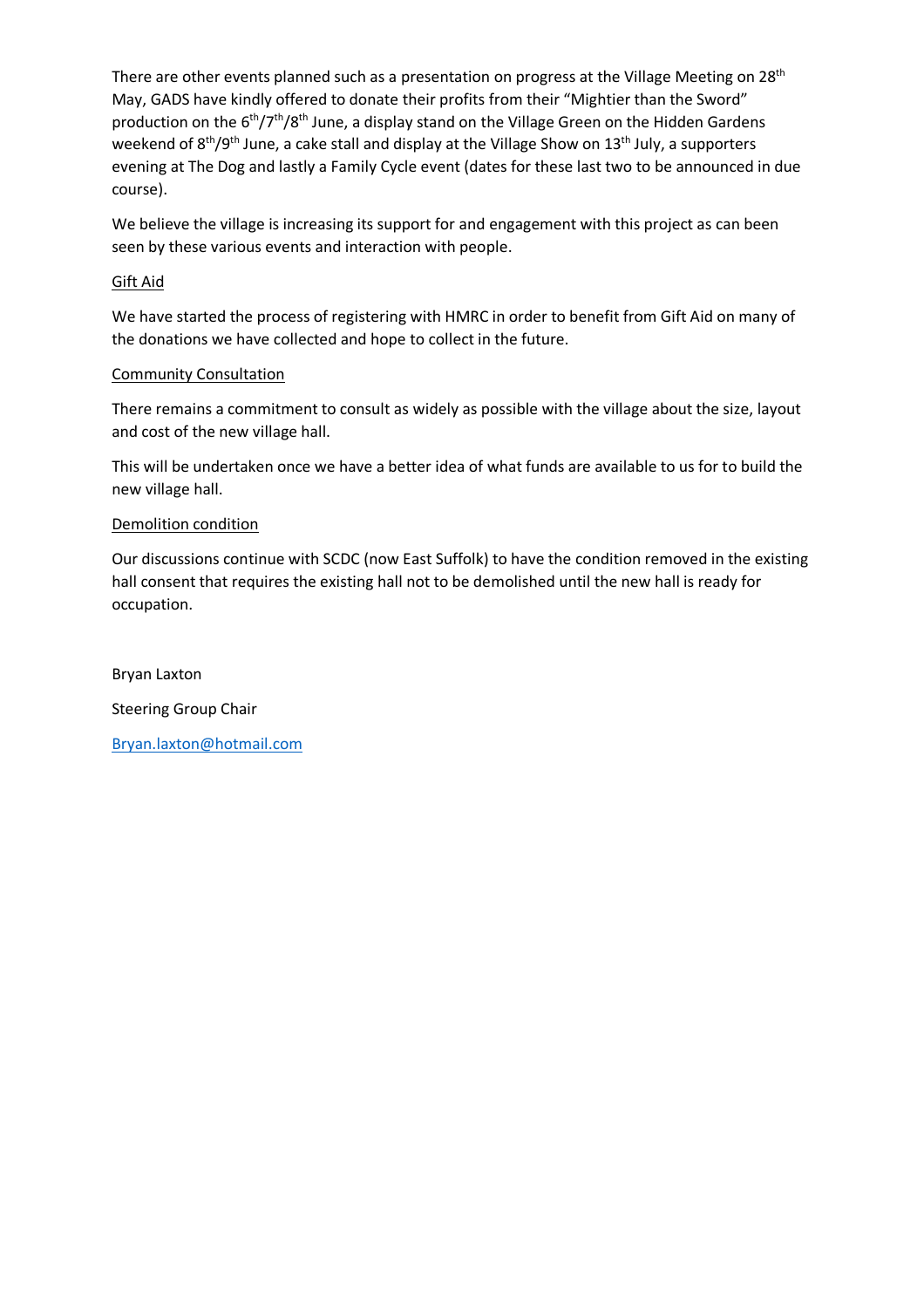There are other events planned such as a presentation on progress at the Village Meeting on 28th May, GADS have kindly offered to donate their profits from their "Mightier than the Sword" production on the 6th/7th/8th June, a display stand on the Village Green on the Hidden Gardens weekend of 8th/9th June, a cake stall and display at the Village Show on 13th July, a supporters evening at The Dog and lastly a Family Cycle event (dates for these last two to be announced in due course).

We believe the village is increasing its support for and engagement with this project as can been seen by these various events and interaction with people.

<u>Gift Aid</u>

We have started the process of registering with HMRC in order to benefit from Gift Aid on many of the donations we have collected and hope to collect in the future.

<u>Community Consultation</u>

There remains a commitment to consult as widely as possible with the village about the size, layout and cost of the new village hall.

This will be undertaken once we have a better idea of what funds are available to us for to build the new village hall.

<u>Demolition condition</u>

Our discussions continue with SCDC (now East Suffolk) to have the condition removed in the existing hall consent that requires the existing hall not to be demolished until the new hall is ready for occupation.

Bryan Laxton

Steering Group Chair

Bryan.laxton@hotmail.com